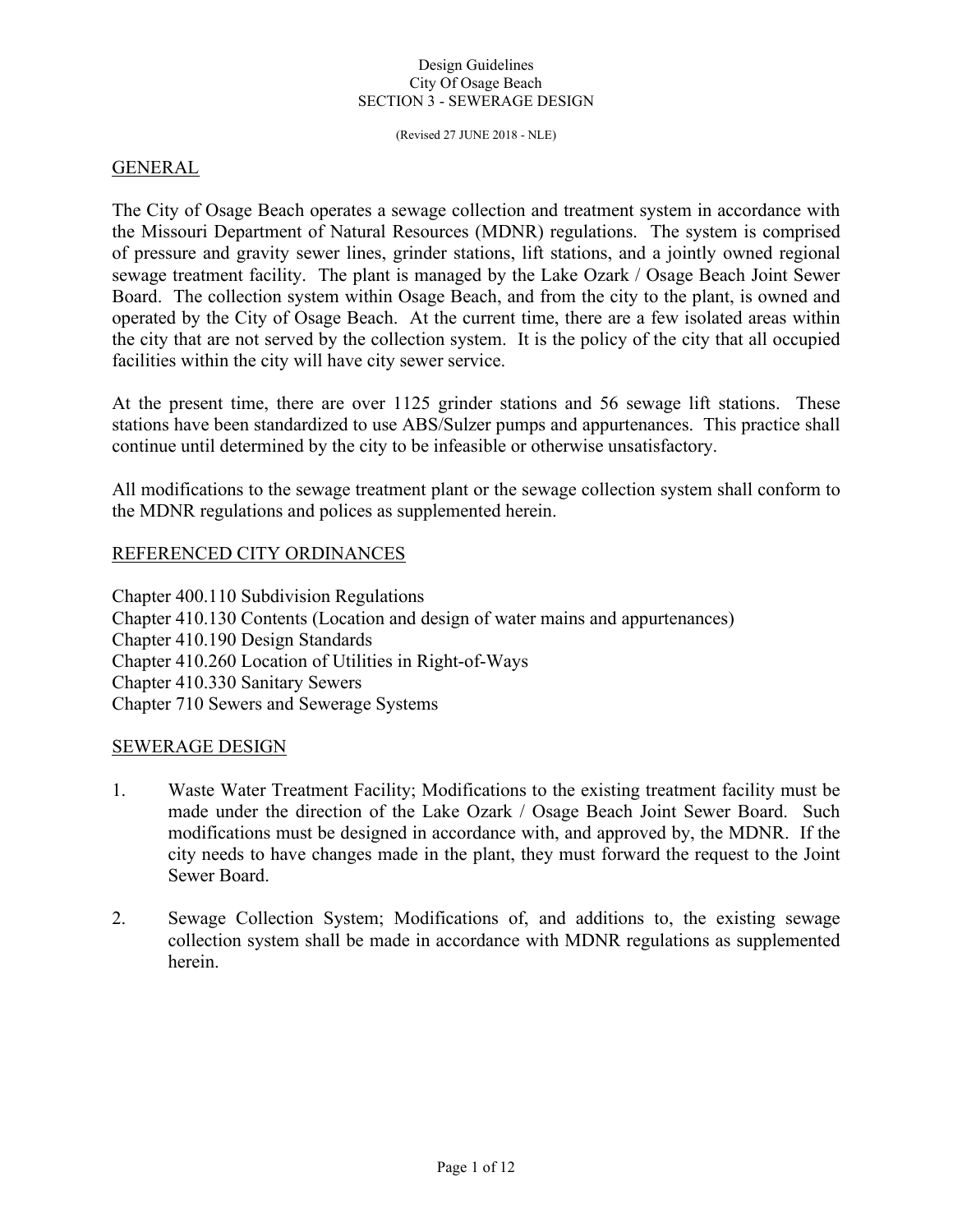# Design Guidelines
## City Of Osage Beach
## SECTION 3 - SEWERAGE DESIGN

(Revised 27 JUNE 2018 - NLE)

### GENERAL

The City of Osage Beach operates a sewage collection and treatment system in accordance with the Missouri Department of Natural Resources (MDNR) regulations. The system is comprised of pressure and gravity sewer lines, grinder stations, lift stations, and a jointly owned regional sewage treatment facility. The plant is managed by the Lake Ozark / Osage Beach Joint Sewer Board. The collection system within Osage Beach, and from the city to the plant, is owned and operated by the City of Osage Beach. At the current time, there are a few isolated areas within the city that are not served by the collection system. It is the policy of the city that all occupied facilities within the city will have city sewer service.

At the present time, there are over 1125 grinder stations and 56 sewage lift stations. These stations have been standardized to use ABS/Sulzer pumps and appurtenances. This practice shall continue until determined by the city to be infeasible or otherwise unsatisfactory.

All modifications to the sewage treatment plant or the sewage collection system shall conform to the MDNR regulations and polices as supplemented herein.

### REFERENCED CITY ORDINANCES

Chapter 400.110 Subdivision Regulations
Chapter 410.130 Contents (Location and design of water mains and appurtenances)
Chapter 410.190 Design Standards
Chapter 410.260 Location of Utilities in Right-of-Ways
Chapter 410.330 Sanitary Sewers
Chapter 710 Sewers and Sewerage Systems

### SEWERAGE DESIGN

1. Waste Water Treatment Facility; Modifications to the existing treatment facility must be made under the direction of the Lake Ozark / Osage Beach Joint Sewer Board. Such modifications must be designed in accordance with, and approved by, the MDNR. If the city needs to have changes made in the plant, they must forward the request to the Joint Sewer Board.

2. Sewage Collection System; Modifications of, and additions to, the existing sewage collection system shall be made in accordance with MDNR regulations as supplemented herein.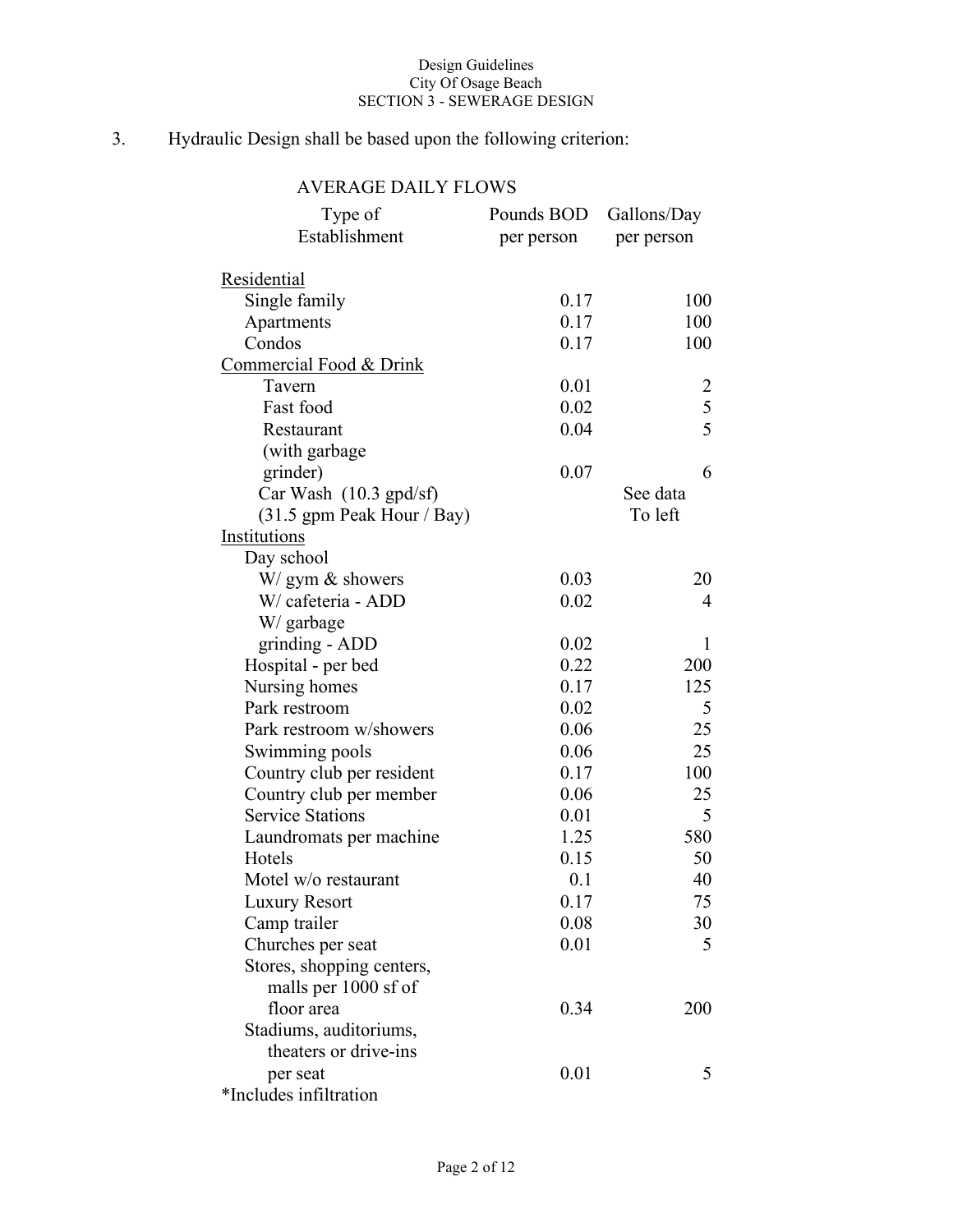3. Hydraulic Design shall be based upon the following criterion:

AVERAGE DAILY FLOWS

| Type of Establishment | Pounds BOD per person | Gallons/Day per person |
|---|---|---|
| Residential | | |
| Single family | 0.17 | 100 |
| Apartments | 0.17 | 100 |
| Condos | 0.17 | 100 |
| Commercial Food & Drink | | |
| Tavern | 0.01 | 2 |
| Fast food | 0.02 | 5 |
| Restaurant | 0.04 | 5 |
| (with garbage grinder) | 0.07 | 6 |
| Car Wash (10.3 gpd/sf) (31.5 gpm Peak Hour / Bay) | | See data To left |
| Institutions | | |
| Day school | | |
| W/ gym & showers | 0.03 | 20 |
| W/ cafeteria - ADD | 0.02 | 4 |
| W/ garbage grinding - ADD | 0.02 | 1 |
| Hospital - per bed | 0.22 | 200 |
| Nursing homes | 0.17 | 125 |
| Park restroom | 0.02 | 5 |
| Park restroom w/showers | 0.06 | 25 |
| Swimming pools | 0.06 | 25 |
| Country club per resident | 0.17 | 100 |
| Country club per member | 0.06 | 25 |
| Service Stations | 0.01 | 5 |
| Laundromats per machine | 1.25 | 580 |
| Hotels | 0.15 | 50 |
| Motel w/o restaurant | 0.1 | 40 |
| Luxury Resort | 0.17 | 75 |
| Camp trailer | 0.08 | 30 |
| Churches per seat | 0.01 | 5 |
| Stores, shopping centers, malls per 1000 sf of floor area | 0.34 | 200 |
| Stadiums, auditoriums, theaters or drive-ins per seat | 0.01 | 5 |

*Includes infiltration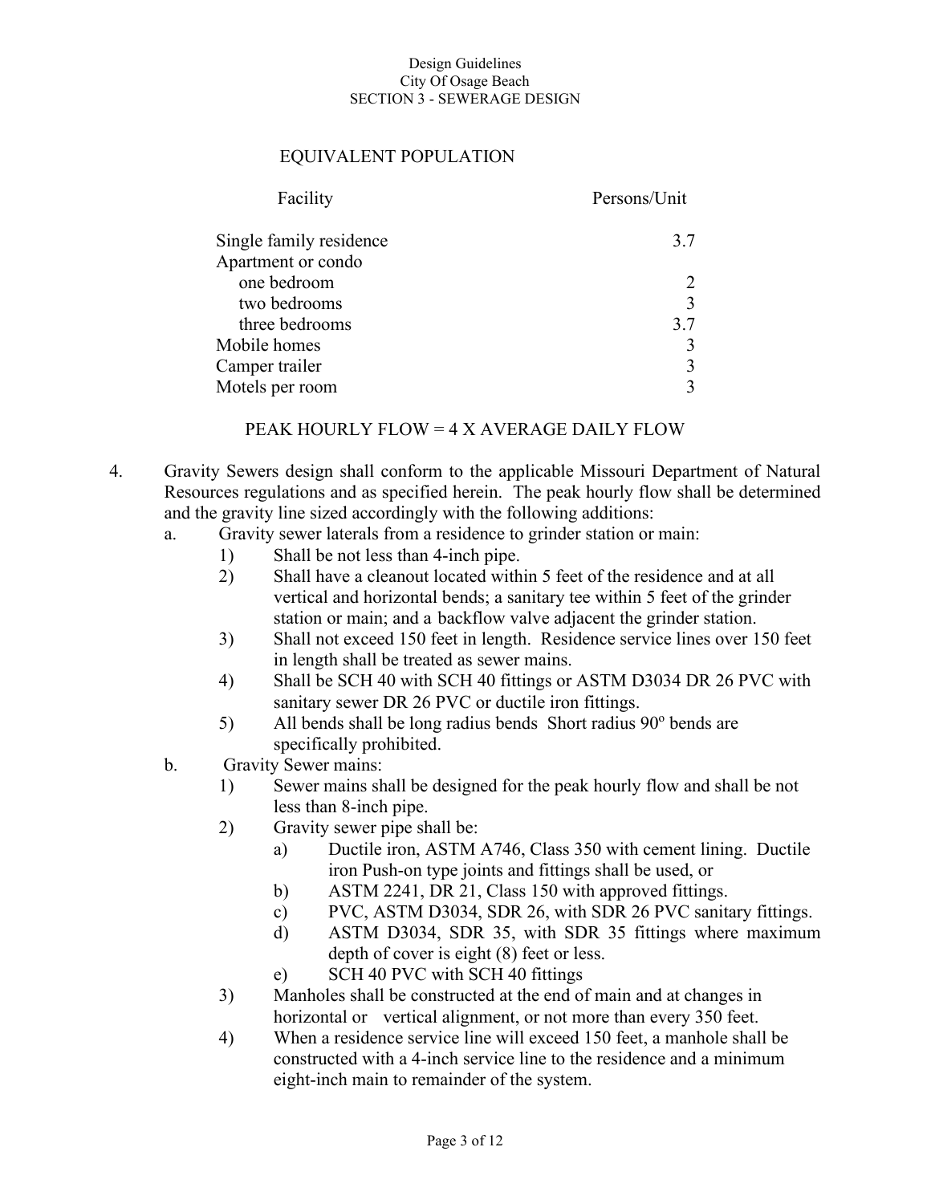## EQUIVALENT POPULATION

| Facility | Persons/Unit |
|---|---|
| Single family residence | 3.7 |
| Apartment or condo | |
| one bedroom | 2 |
| two bedrooms | 3 |
| three bedrooms | 3.7 |
| Mobile homes | 3 |
| Camper trailer | 3 |
| Motels per room | 3 |

PEAK HOURLY FLOW = 4 X AVERAGE DAILY FLOW

4. Gravity Sewers design shall conform to the applicable Missouri Department of Natural Resources regulations and as specified herein. The peak hourly flow shall be determined and the gravity line sized accordingly with the following additions:
   a. Gravity sewer laterals from a residence to grinder station or main:
      1) Shall be not less than 4-inch pipe.
      2) Shall have a cleanout located within 5 feet of the residence and at all vertical and horizontal bends; a sanitary tee within 5 feet of the grinder station or main; and a backflow valve adjacent the grinder station.
      3) Shall not exceed 150 feet in length. Residence service lines over 150 feet in length shall be treated as sewer mains.
      4) Shall be SCH 40 with SCH 40 fittings or ASTM D3034 DR 26 PVC with sanitary sewer DR 26 PVC or ductile iron fittings.
      5) All bends shall be long radius bends Short radius 90º bends are specifically prohibited.
   b. Gravity Sewer mains:
      1) Sewer mains shall be designed for the peak hourly flow and shall be not less than 8-inch pipe.
      2) Gravity sewer pipe shall be:
         a) Ductile iron, ASTM A746, Class 350 with cement lining. Ductile iron Push-on type joints and fittings shall be used, or
         b) ASTM 2241, DR 21, Class 150 with approved fittings.
         c) PVC, ASTM D3034, SDR 26, with SDR 26 PVC sanitary fittings.
         d) ASTM D3034, SDR 35, with SDR 35 fittings where maximum depth of cover is eight (8) feet or less.
         e) SCH 40 PVC with SCH 40 fittings
      3) Manholes shall be constructed at the end of main and at changes in horizontal or vertical alignment, or not more than every 350 feet.
      4) When a residence service line will exceed 150 feet, a manhole shall be constructed with a 4-inch service line to the residence and a minimum eight-inch main to remainder of the system.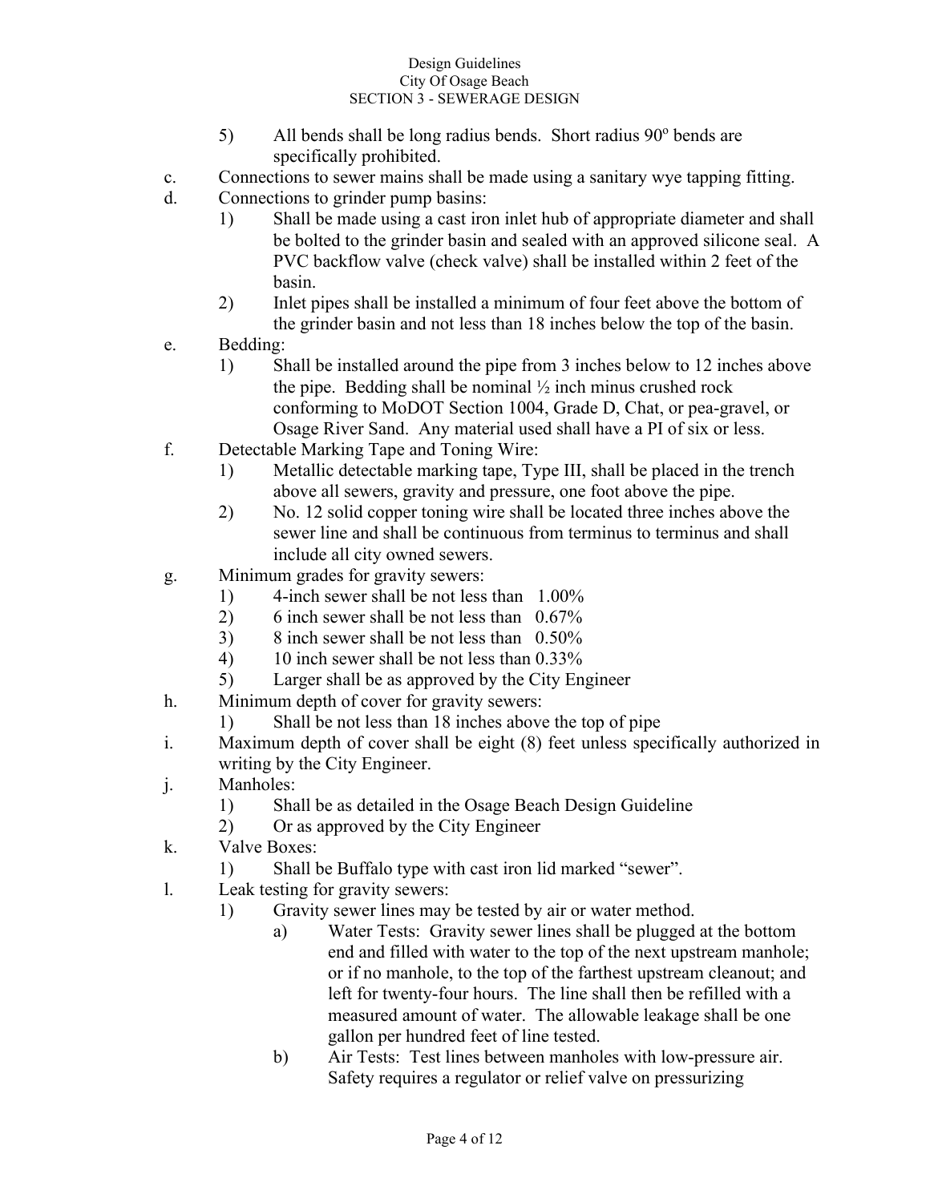5) All bends shall be long radius bends. Short radius 90º bends are specifically prohibited.

c. Connections to sewer mains shall be made using a sanitary wye tapping fitting.

d. Connections to grinder pump basins:

   1) Shall be made using a cast iron inlet hub of appropriate diameter and shall be bolted to the grinder basin and sealed with an approved silicone seal. A PVC backflow valve (check valve) shall be installed within 2 feet of the basin.
   2) Inlet pipes shall be installed a minimum of four feet above the bottom of the grinder basin and not less than 18 inches below the top of the basin.

e. Bedding:

   1) Shall be installed around the pipe from 3 inches below to 12 inches above the pipe. Bedding shall be nominal ½ inch minus crushed rock conforming to MoDOT Section 1004, Grade D, Chat, or pea-gravel, or Osage River Sand. Any material used shall have a PI of six or less.

f. Detectable Marking Tape and Toning Wire:

   1) Metallic detectable marking tape, Type III, shall be placed in the trench above all sewers, gravity and pressure, one foot above the pipe.
   2) No. 12 solid copper toning wire shall be located three inches above the sewer line and shall be continuous from terminus to terminus and shall include all city owned sewers.

g. Minimum grades for gravity sewers:

   1) 4-inch sewer shall be not less than 1.00%
   2) 6 inch sewer shall be not less than 0.67%
   3) 8 inch sewer shall be not less than 0.50%
   4) 10 inch sewer shall be not less than 0.33%
   5) Larger shall be as approved by the City Engineer

h. Minimum depth of cover for gravity sewers:

   1) Shall be not less than 18 inches above the top of pipe

i. Maximum depth of cover shall be eight (8) feet unless specifically authorized in writing by the City Engineer.

j. Manholes:

   1) Shall be as detailed in the Osage Beach Design Guideline
   2) Or as approved by the City Engineer

k. Valve Boxes:

   1) Shall be Buffalo type with cast iron lid marked "sewer".

l. Leak testing for gravity sewers:

   1) Gravity sewer lines may be tested by air or water method.
      a) Water Tests: Gravity sewer lines shall be plugged at the bottom end and filled with water to the top of the next upstream manhole; or if no manhole, to the top of the farthest upstream cleanout; and left for twenty-four hours. The line shall then be refilled with a measured amount of water. The allowable leakage shall be one gallon per hundred feet of line tested.
      b) Air Tests: Test lines between manholes with low-pressure air. Safety requires a regulator or relief valve on pressurizing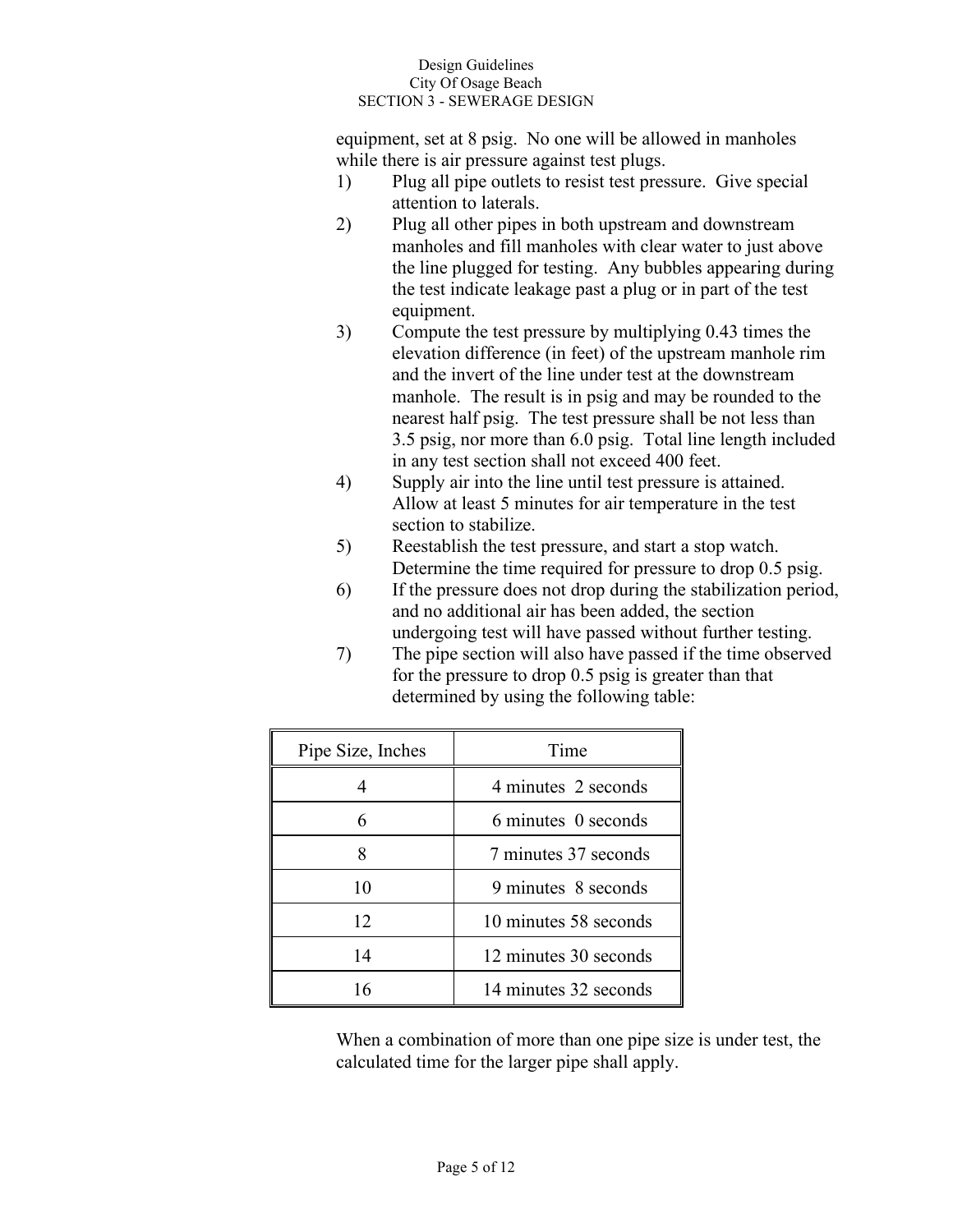equipment, set at 8 psig. No one will be allowed in manholes while there is air pressure against test plugs.

1) Plug all pipe outlets to resist test pressure. Give special attention to laterals.
2) Plug all other pipes in both upstream and downstream manholes and fill manholes with clear water to just above the line plugged for testing. Any bubbles appearing during the test indicate leakage past a plug or in part of the test equipment.
3) Compute the test pressure by multiplying 0.43 times the elevation difference (in feet) of the upstream manhole rim and the invert of the line under test at the downstream manhole. The result is in psig and may be rounded to the nearest half psig. The test pressure shall be not less than 3.5 psig, nor more than 6.0 psig. Total line length included in any test section shall not exceed 400 feet.
4) Supply air into the line until test pressure is attained. Allow at least 5 minutes for air temperature in the test section to stabilize.
5) Reestablish the test pressure, and start a stop watch. Determine the time required for pressure to drop 0.5 psig.
6) If the pressure does not drop during the stabilization period, and no additional air has been added, the section undergoing test will have passed without further testing.
7) The pipe section will also have passed if the time observed for the pressure to drop 0.5 psig is greater than that determined by using the following table:

| Pipe Size, Inches | Time |
|---|---|
| 4 | 4 minutes 2 seconds |
| 6 | 6 minutes 0 seconds |
| 8 | 7 minutes 37 seconds |
| 10 | 9 minutes 8 seconds |
| 12 | 10 minutes 58 seconds |
| 14 | 12 minutes 30 seconds |
| 16 | 14 minutes 32 seconds |

When a combination of more than one pipe size is under test, the calculated time for the larger pipe shall apply.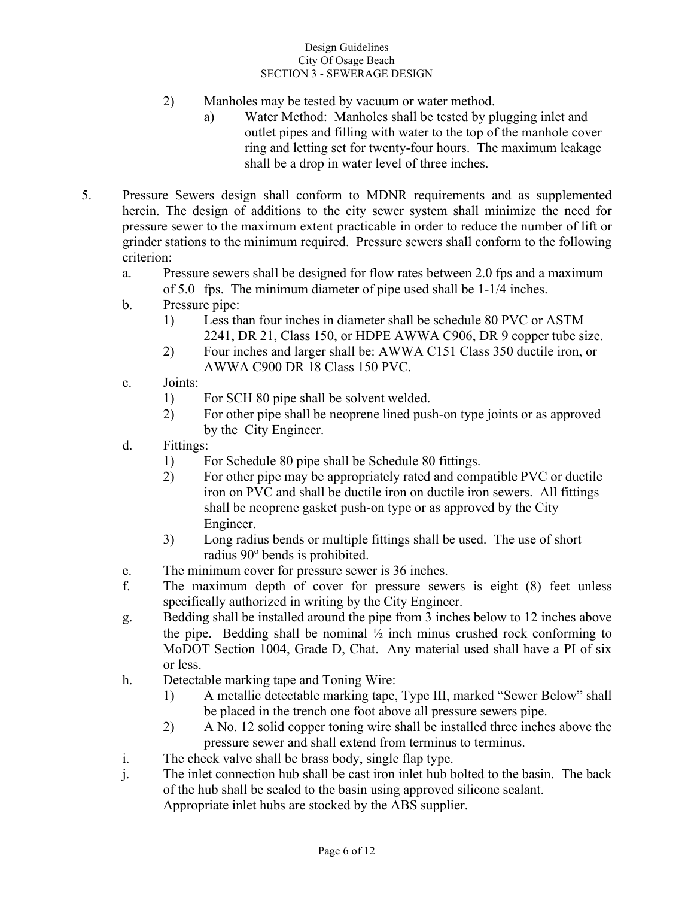2) Manholes may be tested by vacuum or water method.

   a) Water Method: Manholes shall be tested by plugging inlet and outlet pipes and filling with water to the top of the manhole cover ring and letting set for twenty-four hours. The maximum leakage shall be a drop in water level of three inches.

5. Pressure Sewers design shall conform to MDNR requirements and as supplemented herein. The design of additions to the city sewer system shall minimize the need for pressure sewer to the maximum extent practicable in order to reduce the number of lift or grinder stations to the minimum required. Pressure sewers shall conform to the following criterion:

   a. Pressure sewers shall be designed for flow rates between 2.0 fps and a maximum of 5.0 fps. The minimum diameter of pipe used shall be 1-1/4 inches.

   b. Pressure pipe:

      1) Less than four inches in diameter shall be schedule 80 PVC or ASTM 2241, DR 21, Class 150, or HDPE AWWA C906, DR 9 copper tube size.

      2) Four inches and larger shall be: AWWA C151 Class 350 ductile iron, or AWWA C900 DR 18 Class 150 PVC.

   c. Joints:

      1) For SCH 80 pipe shall be solvent welded.

      2) For other pipe shall be neoprene lined push-on type joints or as approved by the City Engineer.

   d. Fittings:

      1) For Schedule 80 pipe shall be Schedule 80 fittings.

      2) For other pipe may be appropriately rated and compatible PVC or ductile iron on PVC and shall be ductile iron on ductile iron sewers. All fittings shall be neoprene gasket push-on type or as approved by the City Engineer.

      3) Long radius bends or multiple fittings shall be used. The use of short radius 90º bends is prohibited.

   e. The minimum cover for pressure sewer is 36 inches.

   f. The maximum depth of cover for pressure sewers is eight (8) feet unless specifically authorized in writing by the City Engineer.

   g. Bedding shall be installed around the pipe from 3 inches below to 12 inches above the pipe. Bedding shall be nominal ½ inch minus crushed rock conforming to MoDOT Section 1004, Grade D, Chat. Any material used shall have a PI of six or less.

   h. Detectable marking tape and Toning Wire:

      1) A metallic detectable marking tape, Type III, marked "Sewer Below" shall be placed in the trench one foot above all pressure sewers pipe.

      2) A No. 12 solid copper toning wire shall be installed three inches above the pressure sewer and shall extend from terminus to terminus.

   i. The check valve shall be brass body, single flap type.

   j. The inlet connection hub shall be cast iron inlet hub bolted to the basin. The back of the hub shall be sealed to the basin using approved silicone sealant. Appropriate inlet hubs are stocked by the ABS supplier.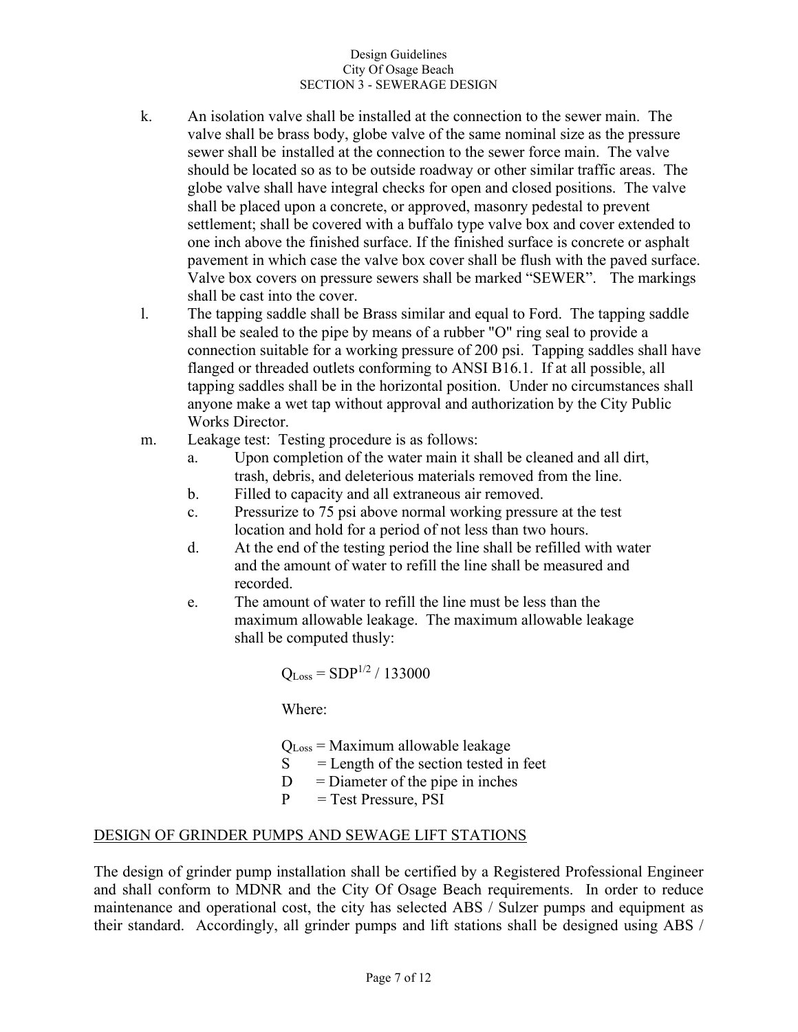k. An isolation valve shall be installed at the connection to the sewer main. The valve shall be brass body, globe valve of the same nominal size as the pressure sewer shall be installed at the connection to the sewer force main. The valve should be located so as to be outside roadway or other similar traffic areas. The globe valve shall have integral checks for open and closed positions. The valve shall be placed upon a concrete, or approved, masonry pedestal to prevent settlement; shall be covered with a buffalo type valve box and cover extended to one inch above the finished surface. If the finished surface is concrete or asphalt pavement in which case the valve box cover shall be flush with the paved surface. Valve box covers on pressure sewers shall be marked "SEWER". The markings shall be cast into the cover.

l. The tapping saddle shall be Brass similar and equal to Ford. The tapping saddle shall be sealed to the pipe by means of a rubber "O" ring seal to provide a connection suitable for a working pressure of 200 psi. Tapping saddles shall have flanged or threaded outlets conforming to ANSI B16.1. If at all possible, all tapping saddles shall be in the horizontal position. Under no circumstances shall anyone make a wet tap without approval and authorization by the City Public Works Director.

m. Leakage test: Testing procedure is as follows:
   a. Upon completion of the water main it shall be cleaned and all dirt, trash, debris, and deleterious materials removed from the line.
   b. Filled to capacity and all extraneous air removed.
   c. Pressurize to 75 psi above normal working pressure at the test location and hold for a period of not less than two hours.
   d. At the end of the testing period the line shall be refilled with water and the amount of water to refill the line shall be measured and recorded.
   e. The amount of water to refill the line must be less than the maximum allowable leakage. The maximum allowable leakage shall be computed thusly:

$$Q_{Loss} = SDP^{1/2} / 133000$$

Where:

$Q_{Loss}$ = Maximum allowable leakage
S = Length of the section tested in feet
D = Diameter of the pipe in inches
P = Test Pressure, PSI

## DESIGN OF GRINDER PUMPS AND SEWAGE LIFT STATIONS

The design of grinder pump installation shall be certified by a Registered Professional Engineer and shall conform to MDNR and the City Of Osage Beach requirements. In order to reduce maintenance and operational cost, the city has selected ABS / Sulzer pumps and equipment as their standard. Accordingly, all grinder pumps and lift stations shall be designed using ABS /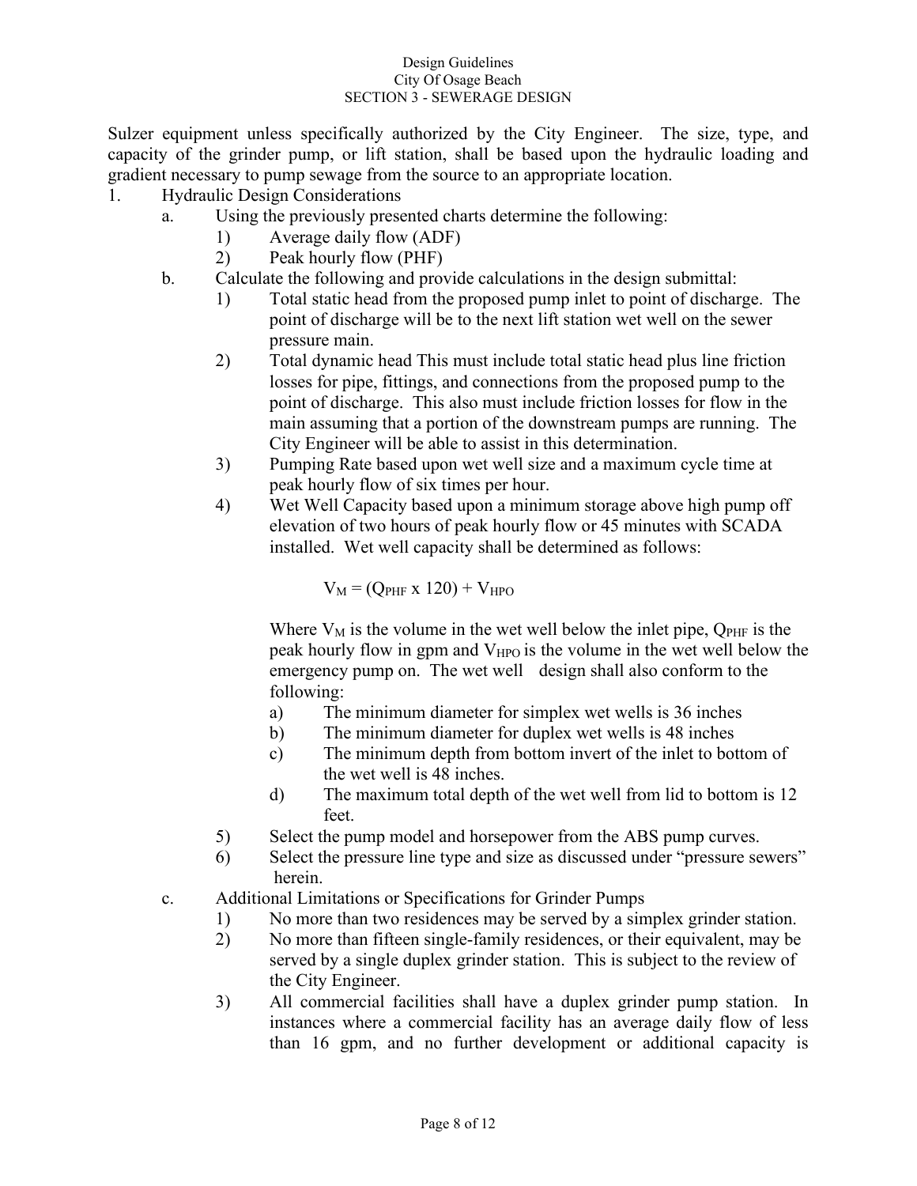Sulzer equipment unless specifically authorized by the City Engineer. The size, type, and capacity of the grinder pump, or lift station, shall be based upon the hydraulic loading and gradient necessary to pump sewage from the source to an appropriate location.

1. Hydraulic Design Considerations
    a. Using the previously presented charts determine the following:
        1) Average daily flow (ADF)
        2) Peak hourly flow (PHF)
    b. Calculate the following and provide calculations in the design submittal:
        1) Total static head from the proposed pump inlet to point of discharge. The point of discharge will be to the next lift station wet well on the sewer pressure main.
        2) Total dynamic head This must include total static head plus line friction losses for pipe, fittings, and connections from the proposed pump to the point of discharge. This also must include friction losses for flow in the main assuming that a portion of the downstream pumps are running. The City Engineer will be able to assist in this determination.
        3) Pumping Rate based upon wet well size and a maximum cycle time at peak hourly flow of six times per hour.
        4) Wet Well Capacity based upon a minimum storage above high pump off elevation of two hours of peak hourly flow or 45 minutes with SCADA installed. Wet well capacity shall be determined as follows:

            $$V_M = (Q_{PHF} \times 120) + V_{HPO}$$

            Where $V_M$ is the volume in the wet well below the inlet pipe, $Q_{PHF}$ is the peak hourly flow in gpm and $V_{HPO}$ is the volume in the wet well below the emergency pump on. The wet well design shall also conform to the following:
            a) The minimum diameter for simplex wet wells is 36 inches
            b) The minimum diameter for duplex wet wells is 48 inches
            c) The minimum depth from bottom invert of the inlet to bottom of the wet well is 48 inches.
            d) The maximum total depth of the wet well from lid to bottom is 12 feet.
        5) Select the pump model and horsepower from the ABS pump curves.
        6) Select the pressure line type and size as discussed under "pressure sewers" herein.
    c. Additional Limitations or Specifications for Grinder Pumps
        1) No more than two residences may be served by a simplex grinder station.
        2) No more than fifteen single-family residences, or their equivalent, may be served by a single duplex grinder station. This is subject to the review of the City Engineer.
        3) All commercial facilities shall have a duplex grinder pump station. In instances where a commercial facility has an average daily flow of less than 16 gpm, and no further development or additional capacity is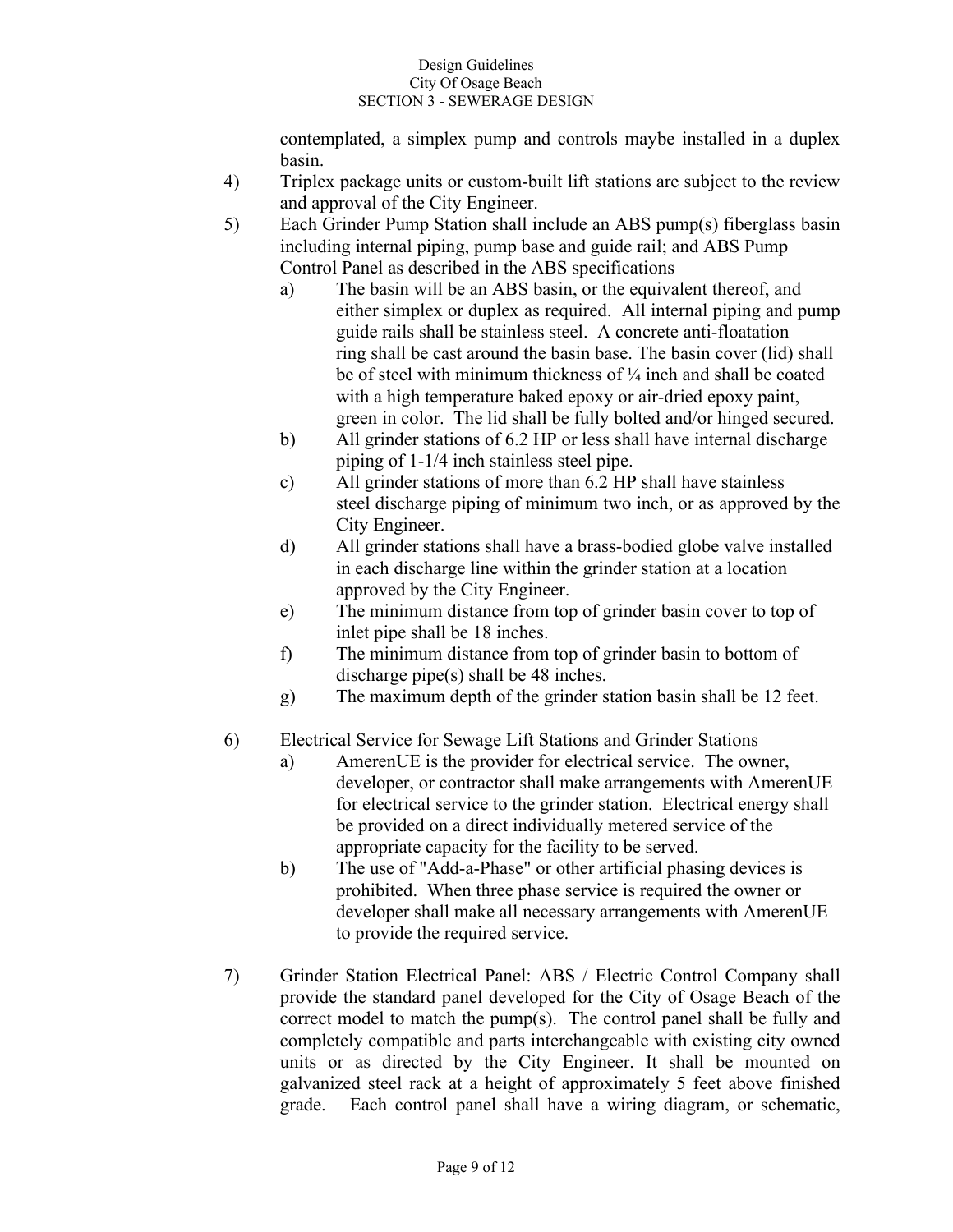contemplated, a simplex pump and controls maybe installed in a duplex basin.

4) Triplex package units or custom-built lift stations are subject to the review and approval of the City Engineer.

5) Each Grinder Pump Station shall include an ABS pump(s) fiberglass basin including internal piping, pump base and guide rail; and ABS Pump Control Panel as described in the ABS specifications

   a) The basin will be an ABS basin, or the equivalent thereof, and either simplex or duplex as required. All internal piping and pump guide rails shall be stainless steel. A concrete anti-floatation ring shall be cast around the basin base. The basin cover (lid) shall be of steel with minimum thickness of ¼ inch and shall be coated with a high temperature baked epoxy or air-dried epoxy paint, green in color. The lid shall be fully bolted and/or hinged secured.

   b) All grinder stations of 6.2 HP or less shall have internal discharge piping of 1-1/4 inch stainless steel pipe.

   c) All grinder stations of more than 6.2 HP shall have stainless steel discharge piping of minimum two inch, or as approved by the City Engineer.

   d) All grinder stations shall have a brass-bodied globe valve installed in each discharge line within the grinder station at a location approved by the City Engineer.

   e) The minimum distance from top of grinder basin cover to top of inlet pipe shall be 18 inches.

   f) The minimum distance from top of grinder basin to bottom of discharge pipe(s) shall be 48 inches.

   g) The maximum depth of the grinder station basin shall be 12 feet.

6) Electrical Service for Sewage Lift Stations and Grinder Stations

   a) AmerenUE is the provider for electrical service. The owner, developer, or contractor shall make arrangements with AmerenUE for electrical service to the grinder station. Electrical energy shall be provided on a direct individually metered service of the appropriate capacity for the facility to be served.

   b) The use of "Add-a-Phase" or other artificial phasing devices is prohibited. When three phase service is required the owner or developer shall make all necessary arrangements with AmerenUE to provide the required service.

7) Grinder Station Electrical Panel: ABS / Electric Control Company shall provide the standard panel developed for the City of Osage Beach of the correct model to match the pump(s). The control panel shall be fully and completely compatible and parts interchangeable with existing city owned units or as directed by the City Engineer. It shall be mounted on galvanized steel rack at a height of approximately 5 feet above finished grade. Each control panel shall have a wiring diagram, or schematic,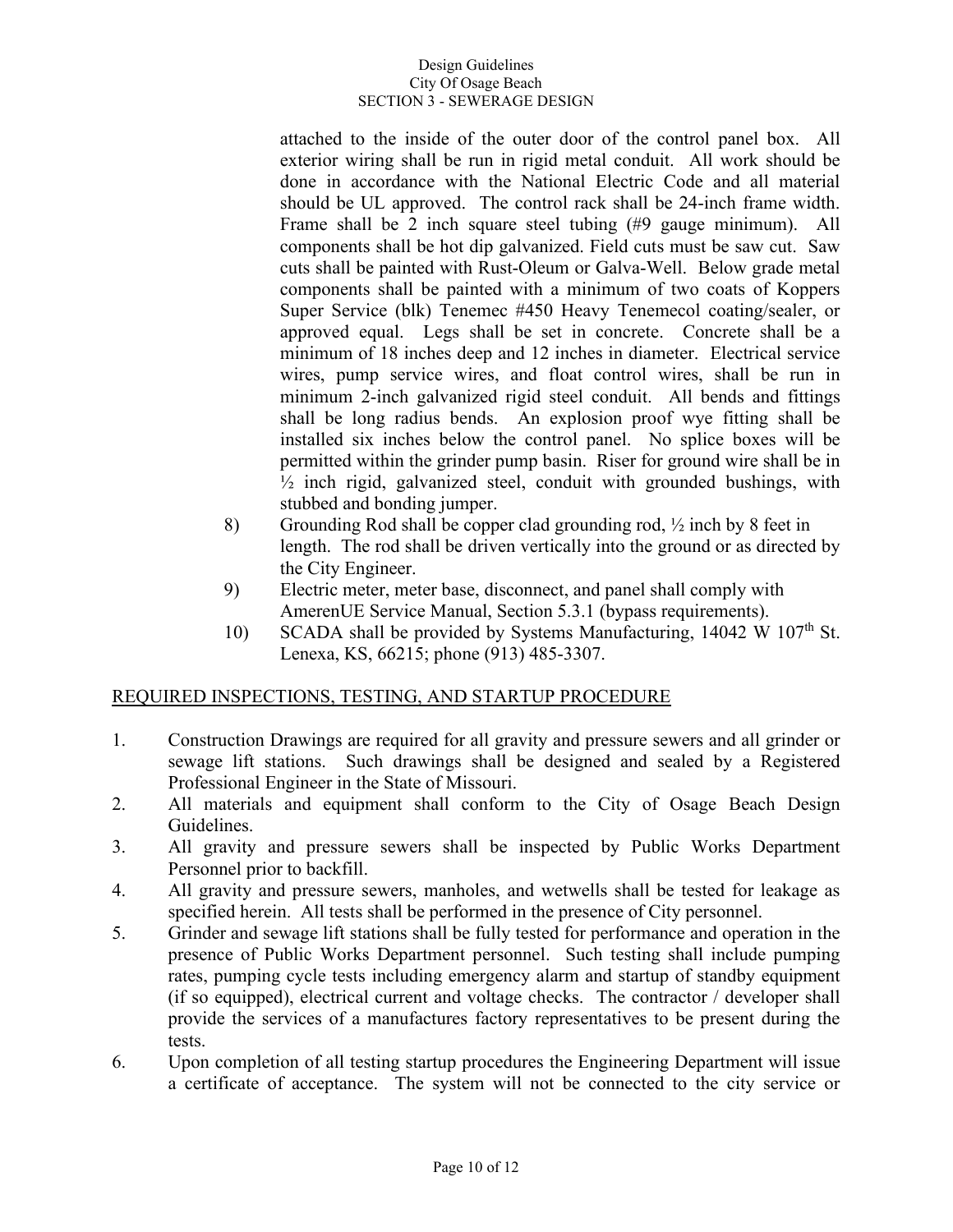attached to the inside of the outer door of the control panel box. All exterior wiring shall be run in rigid metal conduit. All work should be done in accordance with the National Electric Code and all material should be UL approved. The control rack shall be 24-inch frame width. Frame shall be 2 inch square steel tubing (#9 gauge minimum). All components shall be hot dip galvanized. Field cuts must be saw cut. Saw cuts shall be painted with Rust-Oleum or Galva-Well. Below grade metal components shall be painted with a minimum of two coats of Koppers Super Service (blk) Tenemec #450 Heavy Tenemecol coating/sealer, or approved equal. Legs shall be set in concrete. Concrete shall be a minimum of 18 inches deep and 12 inches in diameter. Electrical service wires, pump service wires, and float control wires, shall be run in minimum 2-inch galvanized rigid steel conduit. All bends and fittings shall be long radius bends. An explosion proof wye fitting shall be installed six inches below the control panel. No splice boxes will be permitted within the grinder pump basin. Riser for ground wire shall be in ½ inch rigid, galvanized steel, conduit with grounded bushings, with stubbed and bonding jumper.

8) Grounding Rod shall be copper clad grounding rod, ½ inch by 8 feet in length. The rod shall be driven vertically into the ground or as directed by the City Engineer.
9) Electric meter, meter base, disconnect, and panel shall comply with AmerenUE Service Manual, Section 5.3.1 (bypass requirements).
10) SCADA shall be provided by Systems Manufacturing, 14042 W 107th St. Lenexa, KS, 66215; phone (913) 485-3307.

## REQUIRED INSPECTIONS, TESTING, AND STARTUP PROCEDURE

1. Construction Drawings are required for all gravity and pressure sewers and all grinder or sewage lift stations. Such drawings shall be designed and sealed by a Registered Professional Engineer in the State of Missouri.
2. All materials and equipment shall conform to the City of Osage Beach Design Guidelines.
3. All gravity and pressure sewers shall be inspected by Public Works Department Personnel prior to backfill.
4. All gravity and pressure sewers, manholes, and wetwells shall be tested for leakage as specified herein. All tests shall be performed in the presence of City personnel.
5. Grinder and sewage lift stations shall be fully tested for performance and operation in the presence of Public Works Department personnel. Such testing shall include pumping rates, pumping cycle tests including emergency alarm and startup of standby equipment (if so equipped), electrical current and voltage checks. The contractor / developer shall provide the services of a manufactures factory representatives to be present during the tests.
6. Upon completion of all testing startup procedures the Engineering Department will issue a certificate of acceptance. The system will not be connected to the city service or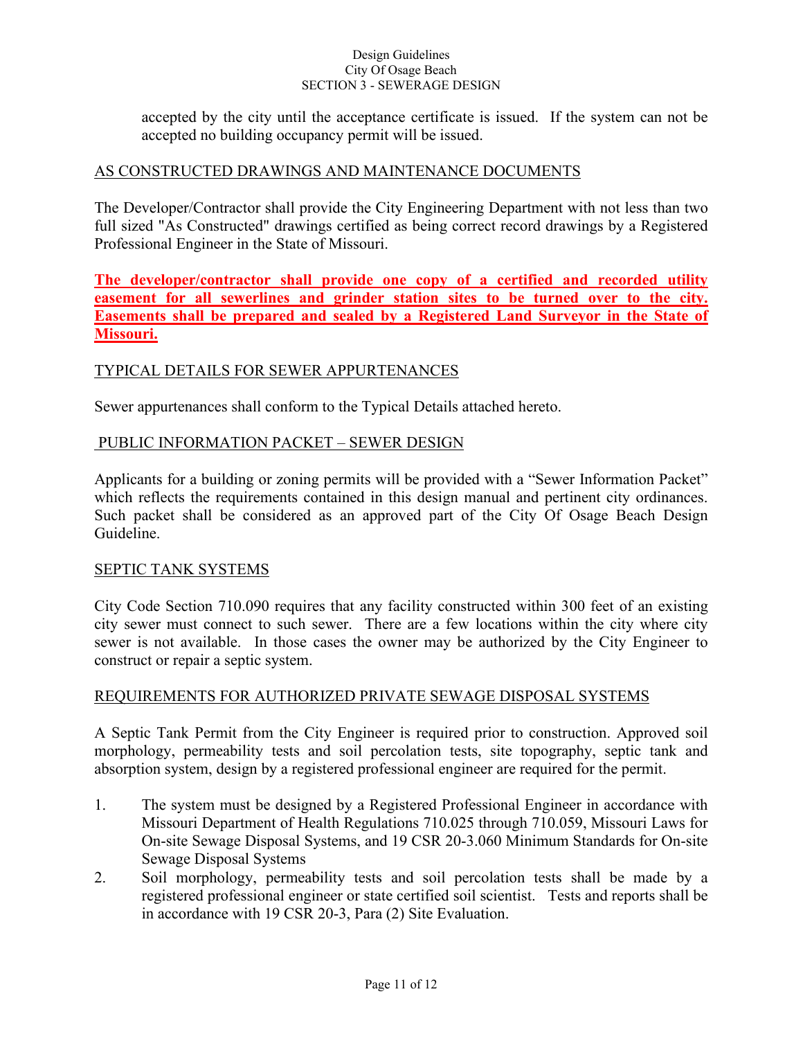accepted by the city until the acceptance certificate is issued. If the system can not be accepted no building occupancy permit will be issued.

## AS CONSTRUCTED DRAWINGS AND MAINTENANCE DOCUMENTS

The Developer/Contractor shall provide the City Engineering Department with not less than two full sized "As Constructed" drawings certified as being correct record drawings by a Registered Professional Engineer in the State of Missouri.

**The developer/contractor shall provide one copy of a certified and recorded utility easement for all sewerlines and grinder station sites to be turned over to the city. Easements shall be prepared and sealed by a Registered Land Surveyor in the State of Missouri.**

## TYPICAL DETAILS FOR SEWER APPURTENANCES

Sewer appurtenances shall conform to the Typical Details attached hereto.

## PUBLIC INFORMATION PACKET – SEWER DESIGN

Applicants for a building or zoning permits will be provided with a "Sewer Information Packet" which reflects the requirements contained in this design manual and pertinent city ordinances. Such packet shall be considered as an approved part of the City Of Osage Beach Design Guideline.

## SEPTIC TANK SYSTEMS

City Code Section 710.090 requires that any facility constructed within 300 feet of an existing city sewer must connect to such sewer. There are a few locations within the city where city sewer is not available. In those cases the owner may be authorized by the City Engineer to construct or repair a septic system.

## REQUIREMENTS FOR AUTHORIZED PRIVATE SEWAGE DISPOSAL SYSTEMS

A Septic Tank Permit from the City Engineer is required prior to construction. Approved soil morphology, permeability tests and soil percolation tests, site topography, septic tank and absorption system, design by a registered professional engineer are required for the permit.

1. The system must be designed by a Registered Professional Engineer in accordance with Missouri Department of Health Regulations 710.025 through 710.059, Missouri Laws for On-site Sewage Disposal Systems, and 19 CSR 20-3.060 Minimum Standards for On-site Sewage Disposal Systems
2. Soil morphology, permeability tests and soil percolation tests shall be made by a registered professional engineer or state certified soil scientist. Tests and reports shall be in accordance with 19 CSR 20-3, Para (2) Site Evaluation.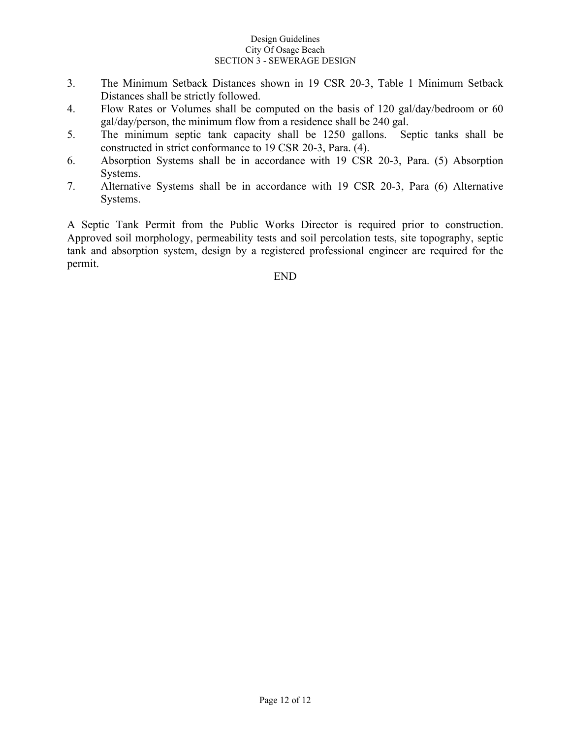3. The Minimum Setback Distances shown in 19 CSR 20-3, Table 1 Minimum Setback Distances shall be strictly followed.
4. Flow Rates or Volumes shall be computed on the basis of 120 gal/day/bedroom or 60 gal/day/person, the minimum flow from a residence shall be 240 gal.
5. The minimum septic tank capacity shall be 1250 gallons. Septic tanks shall be constructed in strict conformance to 19 CSR 20-3, Para. (4).
6. Absorption Systems shall be in accordance with 19 CSR 20-3, Para. (5) Absorption Systems.
7. Alternative Systems shall be in accordance with 19 CSR 20-3, Para (6) Alternative Systems.

A Septic Tank Permit from the Public Works Director is required prior to construction. Approved soil morphology, permeability tests and soil percolation tests, site topography, septic tank and absorption system, design by a registered professional engineer are required for the permit.

END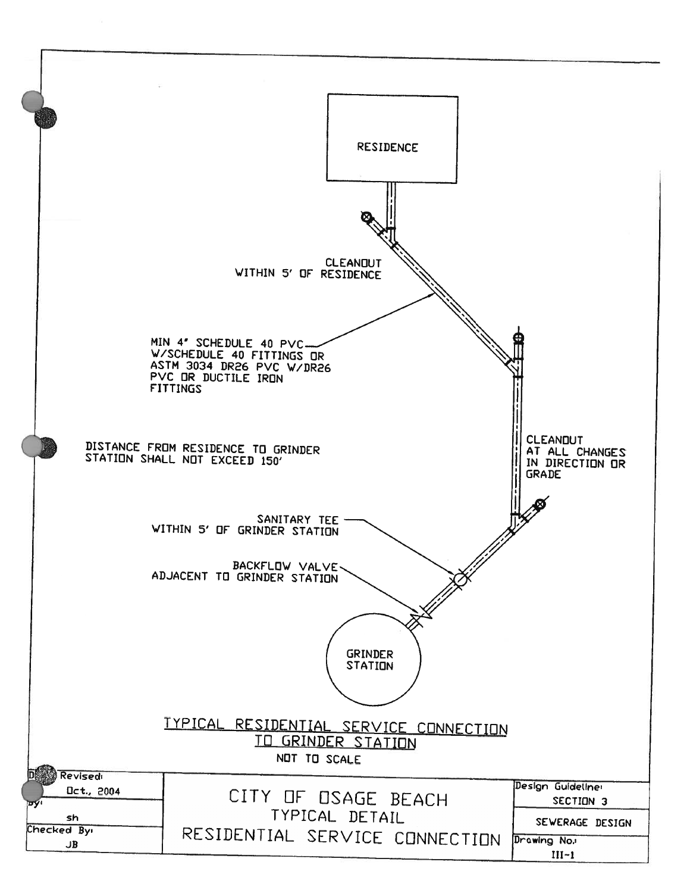RESIDENCE

CLEANOUT
WITHIN 5' OF RESIDENCE

MIN 4" SCHEDULE 40 PVC
W/SCHEDULE 40 FITTINGS OR
ASTM 3034 DR26 PVC W/DR26
PVC OR DUCTILE IRON
FITTINGS

CLEANOUT
AT ALL CHANGES
IN DIRECTION OR
GRADE

DISTANCE FROM RESIDENCE TO GRINDER
STATION SHALL NOT EXCEED 150'

SANITARY TEE
WITHIN 5' OF GRINDER STATION

BACKFLOW VALVE
ADJACENT TO GRINDER STATION

GRINDER
STATION

## TYPICAL RESIDENTIAL SERVICE CONNECTION TO GRINDER STATION

NOT TO SCALE

| Date Revised: Oct., 2004 | CITY OF OSAGE BEACH | Design Guideline: SECTION 3 |
|---|---|---|
| By: sh | TYPICAL DETAIL | SEWERAGE DESIGN |
| Checked By: JB | RESIDENTIAL SERVICE CONNECTION | Drawing No.: III-1 |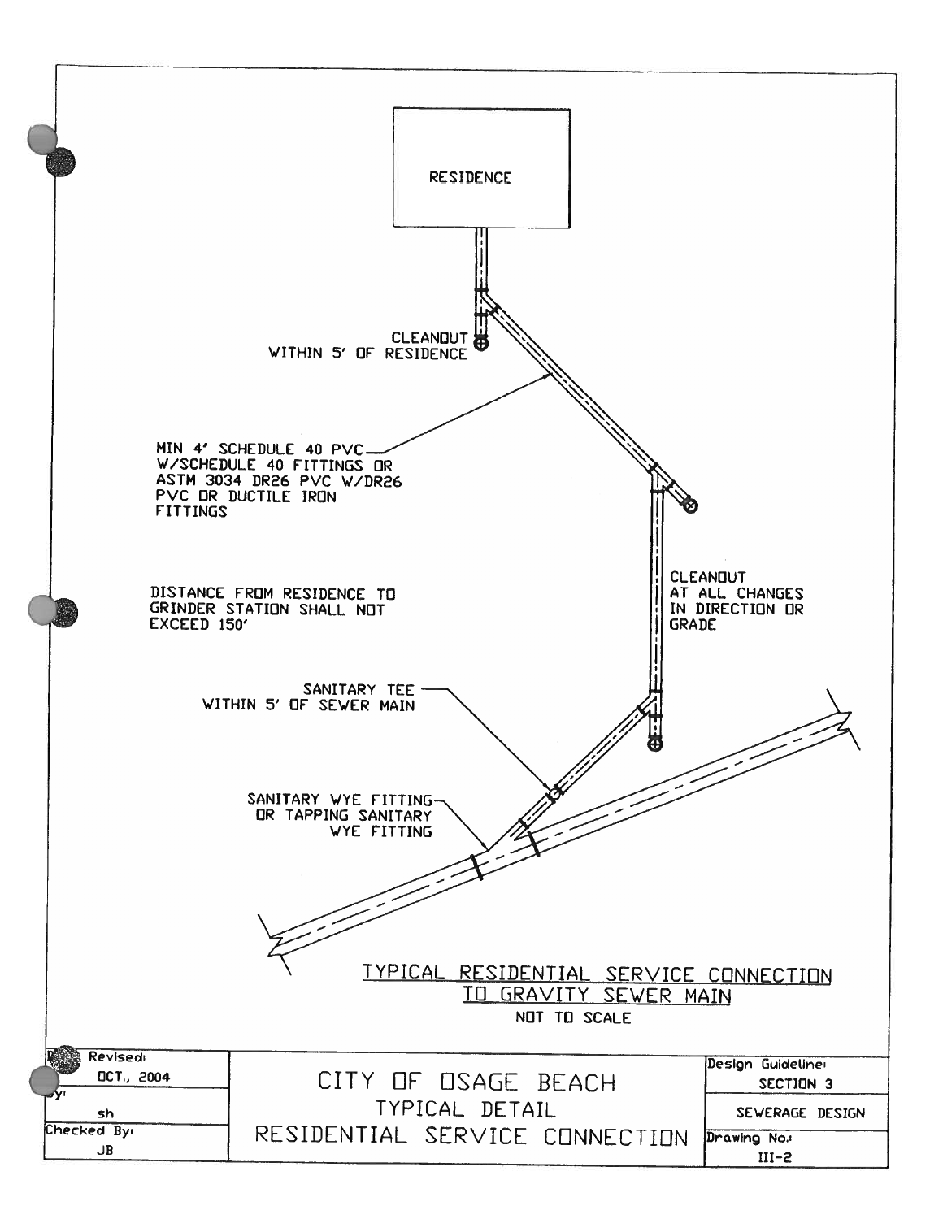RESIDENCE

CLEANOUT
WITHIN 5' OF RESIDENCE

MIN 4' SCHEDULE 40 PVC
W/SCHEDULE 40 FITTINGS OR
ASTM 3034 DR26 PVC W/DR26
PVC OR DUCTILE IRON
FITTINGS

CLEANOUT
AT ALL CHANGES
IN DIRECTION OR
GRADE

DISTANCE FROM RESIDENCE TO
GRINDER STATION SHALL NOT
EXCEED 150'

SANITARY TEE
WITHIN 5' OF SEWER MAIN

SANITARY WYE FITTING
OR TAPPING SANITARY
WYE FITTING

## TYPICAL RESIDENTIAL SERVICE CONNECTION TO GRAVITY SEWER MAIN

NOT TO SCALE

| Revised: OCT., 2004 | CITY OF OSAGE BEACH | Design Guideline: SECTION 3 |
|---|---|---|
| By: sh | TYPICAL DETAIL | SEWERAGE DESIGN |
| Checked By: JB | RESIDENTIAL SERVICE CONNECTION | Drawing No.: III-2 |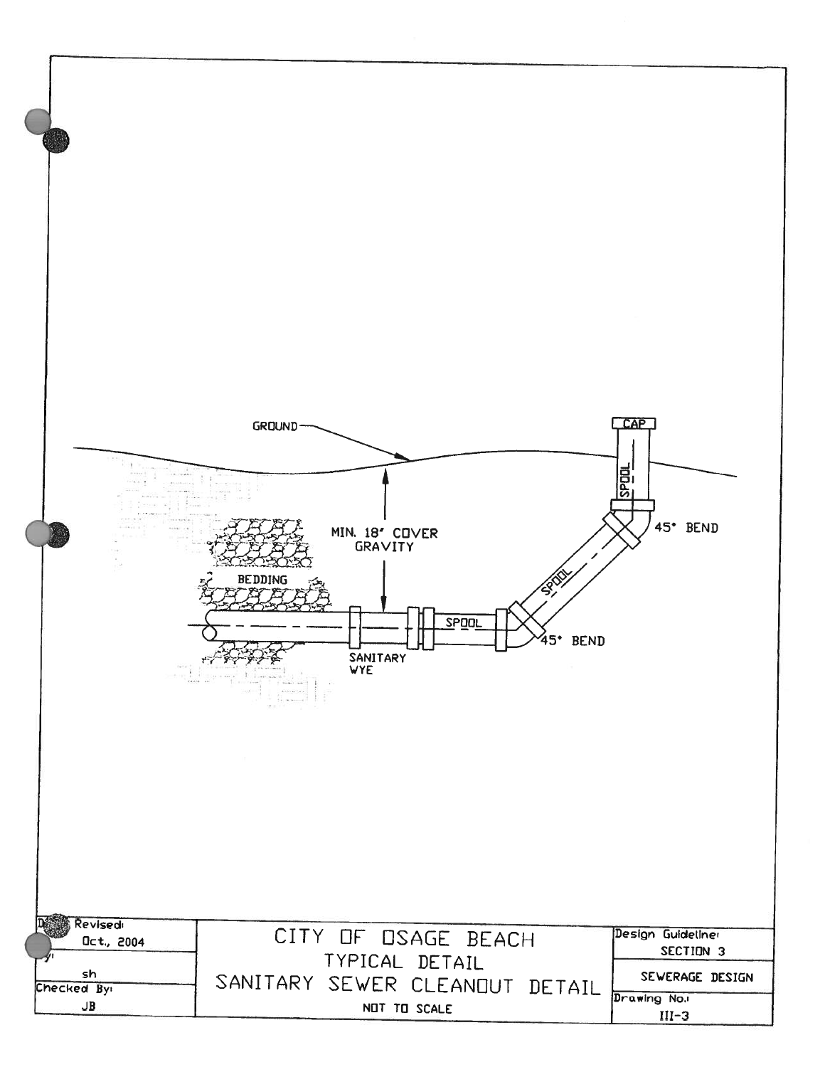GROUND

CAP

SPOOL

45° BEND

MIN. 18" COVER
GRAVITY

BEDDING

SPOOL

SPOOL

45° BEND

SANITARY
WYE

| Date Revised: Oct., 2004 | CITY OF OSAGE BEACH | Design Guideline: SECTION 3 |
|---|---|---|
| By: sh | TYPICAL DETAIL | SEWERAGE DESIGN |
| Checked By: JB | SANITARY SEWER CLEANOUT DETAIL<br>NOT TO SCALE | Drawing No.: III-3 |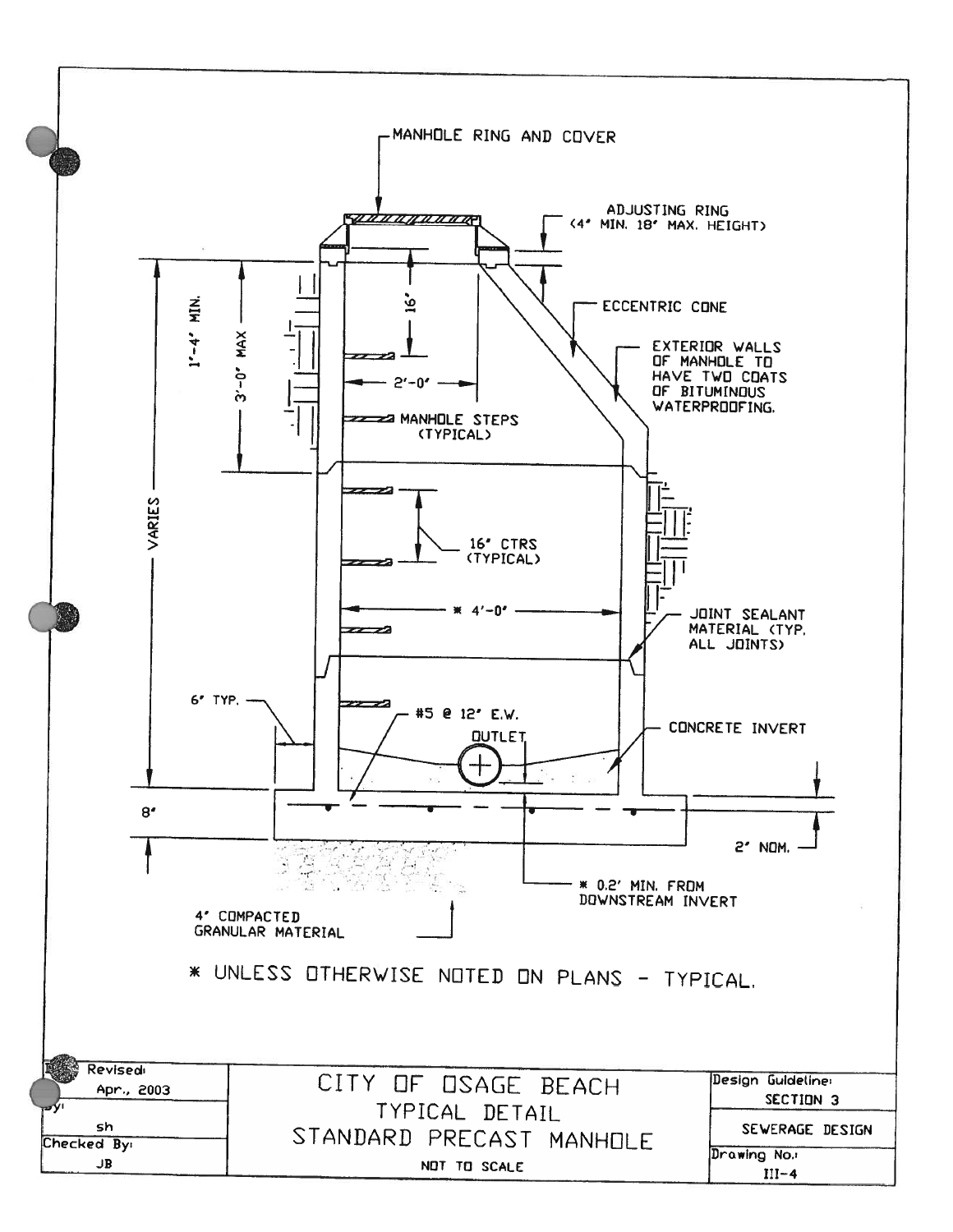MANHOLE RING AND COVER

ADJUSTING RING (4" MIN. 18" MAX. HEIGHT)

ECCENTRIC CONE

EXTERIOR WALLS OF MANHOLE TO HAVE TWO COATS OF BITUMINOUS WATERPROOFING.

1'-4" MIN.

3'-0" MAX

16"

2'-0"

MANHOLE STEPS (TYPICAL)

VARIES

16" CTRS (TYPICAL)

* 4'-0"

JOINT SEALANT MATERIAL (TYP. ALL JOINTS)

6" TYP.

#5 @ 12" E.W.

OUTLET

CONCRETE INVERT

8"

2" NOM.

* 0.2' MIN. FROM DOWNSTREAM INVERT

4" COMPACTED GRANULAR MATERIAL

* UNLESS OTHERWISE NOTED ON PLANS - TYPICAL.

| Revised: Apr., 2003 | CITY OF OSAGE BEACH | Design Guideline: SECTION 3 |
|---|---|---|
| By: sh | TYPICAL DETAIL | SEWERAGE DESIGN |
| Checked By: JB | STANDARD PRECAST MANHOLE | Drawing No.: III-4 |
| | NOT TO SCALE | |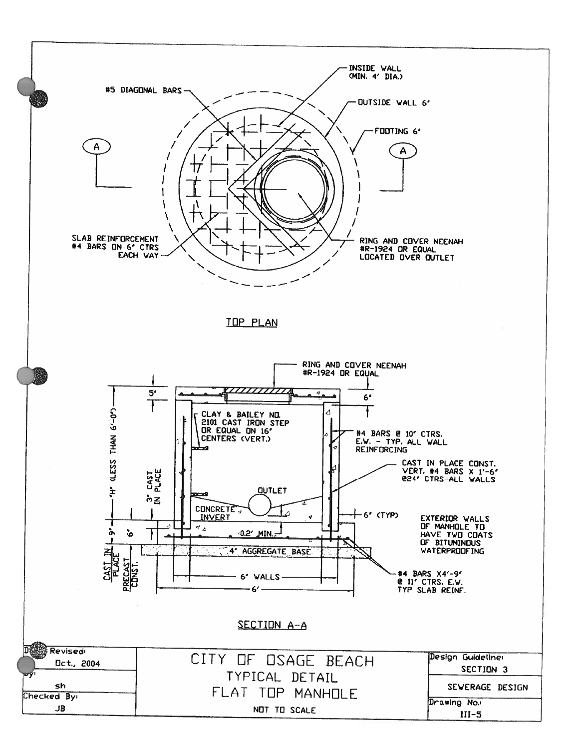INSIDE WALL (MIN. 4' DIA.)

#5 DIAGONAL BARS

OUTSIDE WALL 6'

FOOTING 6'

A

A

SLAB REINFORCEMENT #4 BARS ON 6' CTRS EACH WAY

RING AND COVER NEENAH #R-1924 OR EQUAL LOCATED OVER OUTLET

TOP PLAN

RING AND COVER NEENAH #R-1924 OR EQUAL

5'

6'

"H" (LESS THAN 6'-0")

3' CAST IN PLACE

CLAY & BAILEY NO. 2101 CAST IRON STEP OR EQUAL ON 16' CENTERS (VERT.)

#4 BARS @ 10' CTRS. E.W. - TYP. ALL WALL REINFORCING

CAST IN PLACE CONST. VERT. #4 BARS X 1'-6' @24' CTRS-ALL WALLS

OUTLET

CONCRETE INVERT

6' (TYP)

EXTERIOR WALLS OF MANHOLE TO HAVE TWO COATS OF BITUMINOUS WATERPROOFING

9'

6'

0.2' MIN.

4' AGGREGATE BASE

CAST IN PLACE

PRECAST CONST.

6' WALLS

6'

#4 BARS X4'-9' @ 11' CTRS. E.W. TYP SLAB REINF.

SECTION A-A

| Revised: Oct., 2004 | CITY OF OSAGE BEACH | Design Guideline: SECTION 3 |
|---|---|---|
| By: sh | TYPICAL DETAIL | SEWERAGE DESIGN |
| Checked By: JB | FLAT TOP MANHOLE | Drawing No.: |
| | NOT TO SCALE | III-5 |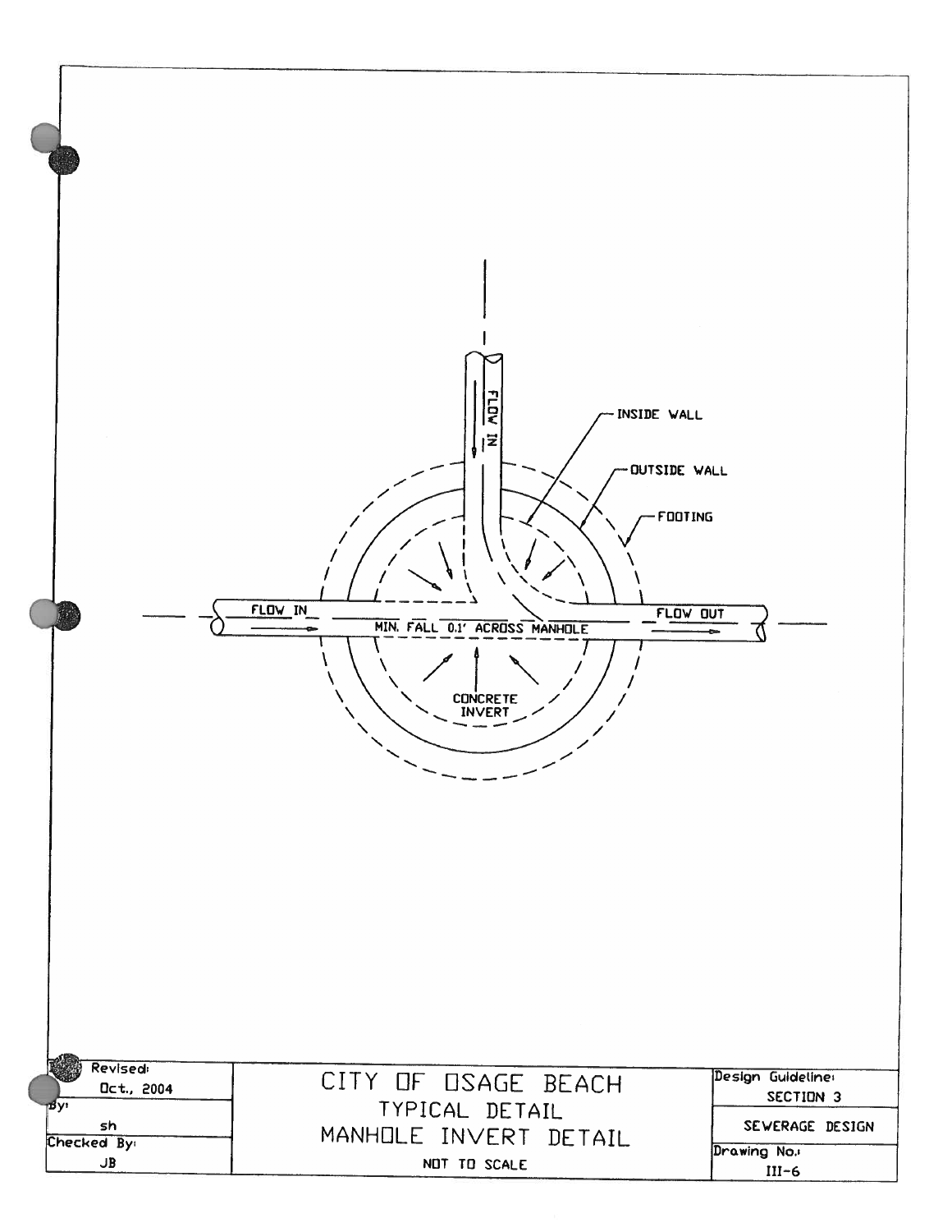FLOW IN

INSIDE WALL

OUTSIDE WALL

FOOTING

FLOW IN

MIN. FALL 0.1' ACROSS MANHOLE

FLOW OUT

CONCRETE INVERT

| Revised: Oct., 2004 | CITY OF OSAGE BEACH | Design Guideline: SECTION 3 |
|---|---|---|
| By: sh | TYPICAL DETAIL | SEWERAGE DESIGN |
| Checked By: JB | MANHOLE INVERT DETAIL | Drawing No.: III-6 |
| | NOT TO SCALE | |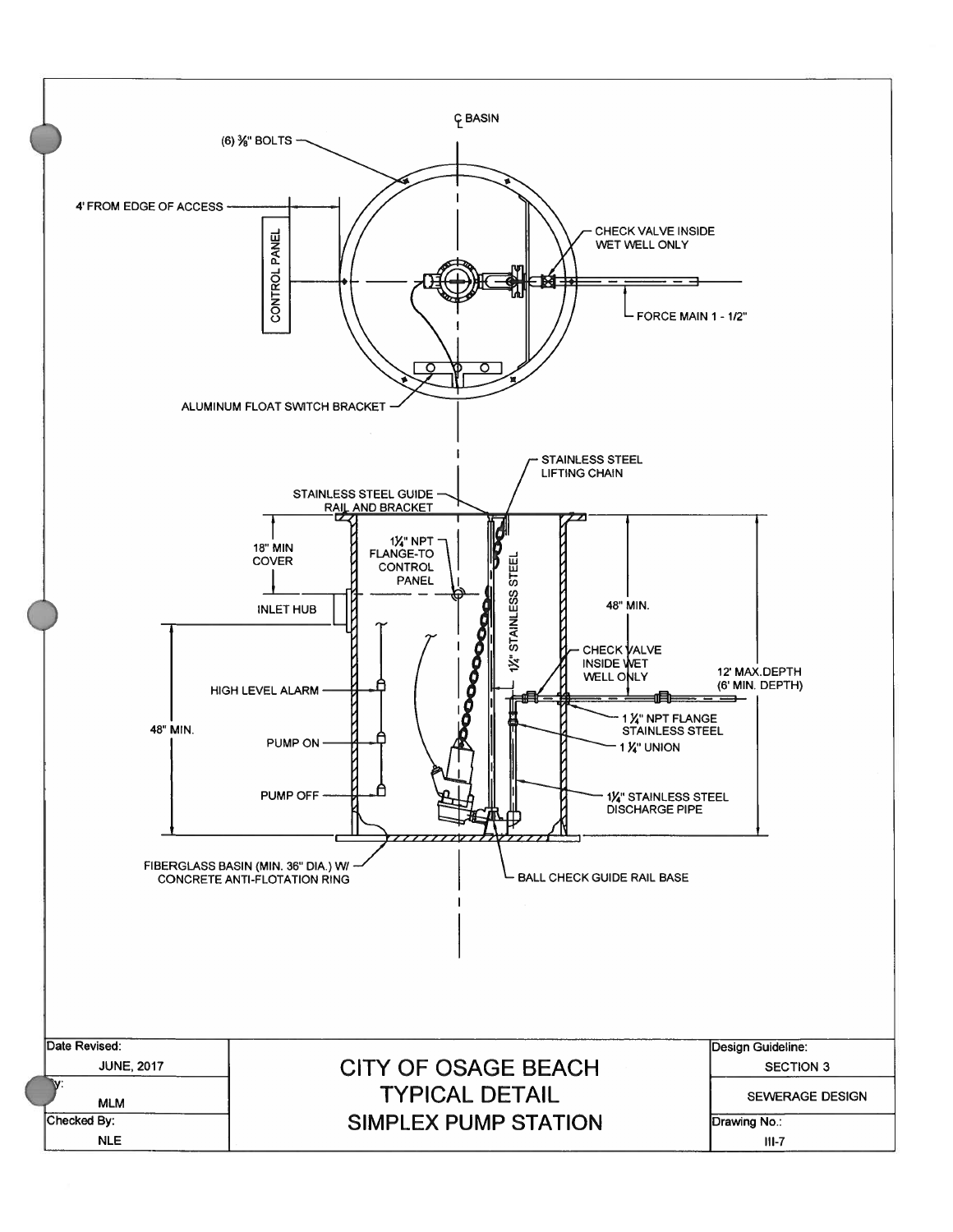℄ BASIN

(6) ⅜" BOLTS

4' FROM EDGE OF ACCESS

CONTROL PANEL

CHECK VALVE INSIDE WET WELL ONLY

FORCE MAIN 1 - 1/2"

ALUMINUM FLOAT SWITCH BRACKET

STAINLESS STEEL LIFTING CHAIN

STAINLESS STEEL GUIDE RAIL AND BRACKET

18" MIN COVER

1¼" NPT FLANGE-TO CONTROL PANEL

1¼" STAINLESS STEEL

INLET HUB

48" MIN.

CHECK VALVE INSIDE WET WELL ONLY

12' MAX.DEPTH (6' MIN. DEPTH)

HIGH LEVEL ALARM

1¼" NPT FLANGE STAINLESS STEEL

48" MIN.

PUMP ON

1¼" UNION

PUMP OFF

1¼" STAINLESS STEEL DISCHARGE PIPE

FIBERGLASS BASIN (MIN. 36" DIA.) W/ CONCRETE ANTI-FLOTATION RING

BALL CHECK GUIDE RAIL BASE

| Date Revised: JUNE, 2017 | CITY OF OSAGE BEACH<br>TYPICAL DETAIL<br>SIMPLEX PUMP STATION | Design Guideline: SECTION 3 |
|---|---|---|
| By: MLM | | SEWERAGE DESIGN |
| Checked By: NLE | | Drawing No.: III-7 |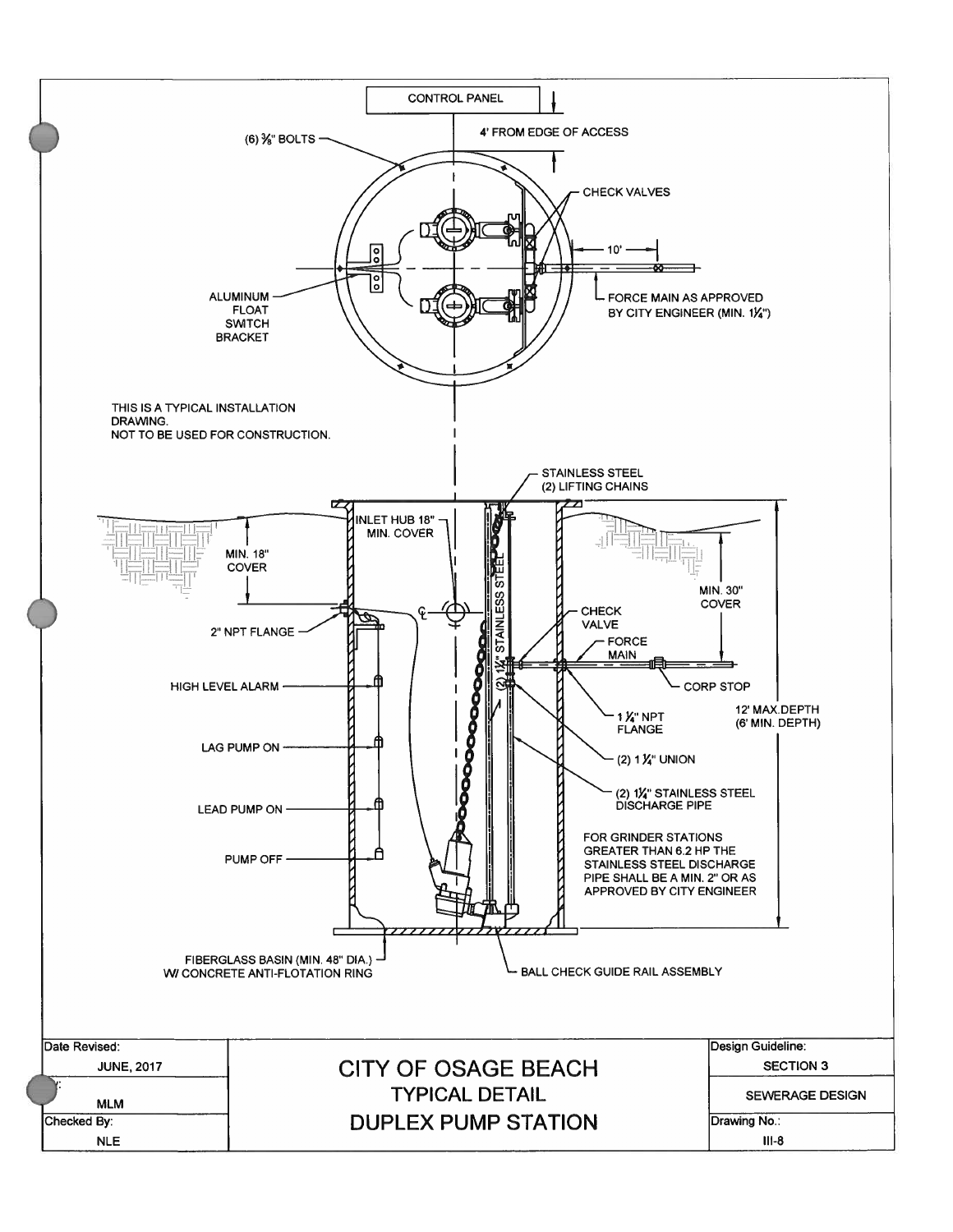CONTROL PANEL

4' FROM EDGE OF ACCESS

(6) 3/8" BOLTS

CHECK VALVES

10'

ALUMINUM FLOAT SWITCH BRACKET

FORCE MAIN AS APPROVED BY CITY ENGINEER (MIN. 1¼")

THIS IS A TYPICAL INSTALLATION DRAWING.
NOT TO BE USED FOR CONSTRUCTION.

STAINLESS STEEL (2) LIFTING CHAINS

INLET HUB 18" MIN. COVER

MIN. 18" COVER

MIN. 30" COVER

(2) 1¼" STAINLESS STEEL

CHECK VALVE

FORCE MAIN

2" NPT FLANGE

CORP STOP

HIGH LEVEL ALARM

1¼" NPT FLANGE

12' MAX.DEPTH (6' MIN. DEPTH)

LAG PUMP ON

(2) 1¼" UNION

LEAD PUMP ON

(2) 1¼" STAINLESS STEEL DISCHARGE PIPE

FOR GRINDER STATIONS GREATER THAN 6.2 HP THE STAINLESS STEEL DISCHARGE PIPE SHALL BE A MIN. 2" OR AS APPROVED BY CITY ENGINEER

PUMP OFF

FIBERGLASS BASIN (MIN. 48" DIA.) W/ CONCRETE ANTI-FLOTATION RING

BALL CHECK GUIDE RAIL ASSEMBLY

| Date Revised: JUNE, 2017 | CITY OF OSAGE BEACH | Design Guideline: SECTION 3 |
|---|---|---|
| By: MLM | TYPICAL DETAIL | SEWERAGE DESIGN |
| Checked By: NLE | DUPLEX PUMP STATION | Drawing No.: III-8 |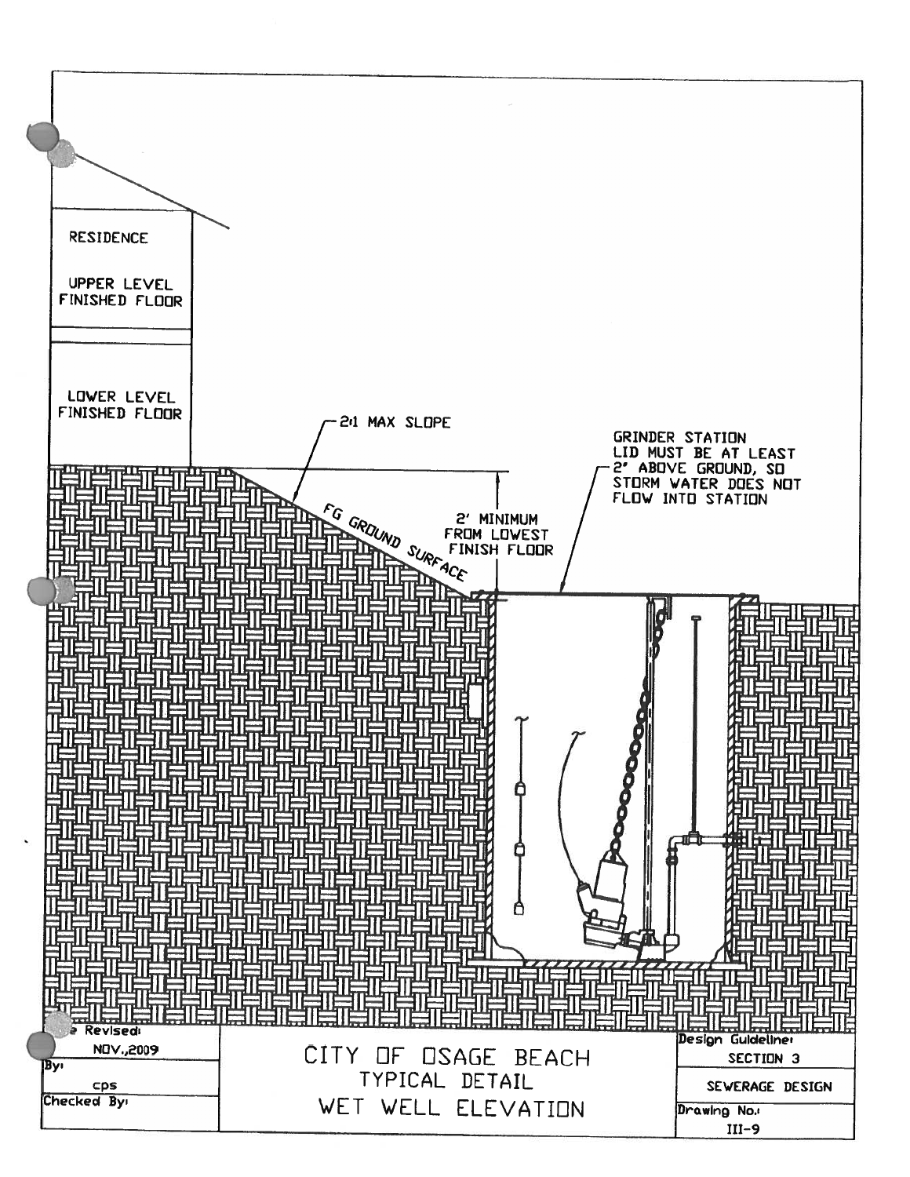RESIDENCE

UPPER LEVEL FINISHED FLOOR

LOWER LEVEL FINISHED FLOOR

2:1 MAX SLOPE

FG GROUND SURFACE

2' MINIMUM FROM LOWEST FINISH FLOOR

GRINDER STATION LID MUST BE AT LEAST 2" ABOVE GROUND, SO STORM WATER DOES NOT FLOW INTO STATION

| Date Revised: NOV.,2009 | CITY OF OSAGE BEACH | Design Guideline: SECTION 3 |
|---|---|---|
| By: cps | TYPICAL DETAIL | SEWERAGE DESIGN |
| Checked By: | WET WELL ELEVATION | Drawing No.: III-9 |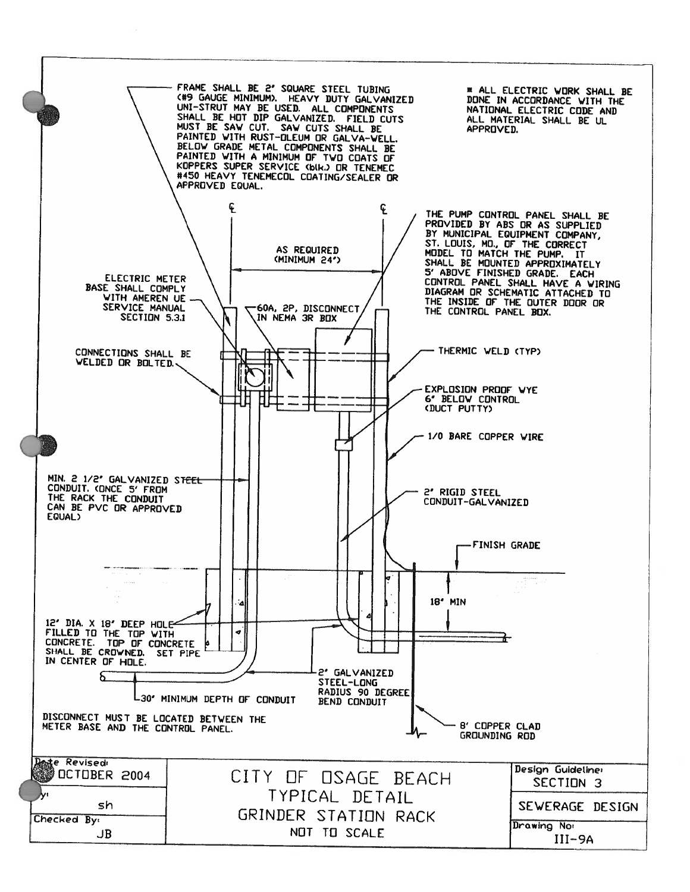FRAME SHALL BE 2" SQUARE STEEL TUBING (#9 GAUGE MINIMUM). HEAVY DUTY GALVANIZED UNI-STRUT MAY BE USED. ALL COMPONENTS SHALL BE HOT DIP GALVANIZED. FIELD CUTS MUST BE SAW CUT. SAW CUTS SHALL BE PAINTED WITH RUST-OLEUM OR GALVA-WELL. BELOW GRADE METAL COMPONENTS SHALL BE PAINTED WITH A MINIMUM OF TWO COATS OF KOPPERS SUPER SERVICE (blk.) OR TENEMEC #450 HEAVY TENEMECOL COATING/SEALER OR APPROVED EQUAL.

* ALL ELECTRIC WORK SHALL BE DONE IN ACCORDANCE WITH THE NATIONAL ELECTRIC CODE AND ALL MATERIAL SHALL BE UL APPROVED.

℄

℄

AS REQUIRED (MINIMUM 24")

THE PUMP CONTROL PANEL SHALL BE PROVIDED BY ABS OR AS SUPPLIED BY MUNICIPAL EQUIPMENT COMPANY, ST. LOUIS, MO., OF THE CORRECT MODEL TO MATCH THE PUMP. IT SHALL BE MOUNTED APPROXIMATELY 5' ABOVE FINISHED GRADE. EACH CONTROL PANEL SHALL HAVE A WIRING DIAGRAM OR SCHEMATIC ATTACHED TO THE INSIDE OF THE OUTER DOOR OR THE CONTROL PANEL BOX.

ELECTRIC METER BASE SHALL COMPLY WITH AMEREN UE SERVICE MANUAL SECTION 5.3.1

60A, 2P, DISCONNECT IN NEMA 3R BOX

CONNECTIONS SHALL BE WELDED OR BOLTED.

THERMIC WELD (TYP)

EXPLOSION PROOF WYE 6" BELOW CONTROL (DUCT PUTTY)

1/0 BARE COPPER WIRE

MIN. 2 1/2" GALVANIZED STEEL CONDUIT. (ONCE 5' FROM THE RACK THE CONDUIT CAN BE PVC OR APPROVED EQUAL)

2" RIGID STEEL CONDUIT-GALVANIZED

FINISH GRADE

18" MIN

12" DIA. X 18" DEEP HOLE FILLED TO THE TOP WITH CONCRETE. TOP OF CONCRETE SHALL BE CROWNED. SET PIPE IN CENTER OF HOLE.

2" GALVANIZED STEEL-LONG RADIUS 90 DEGREE BEND CONDUIT

30" MINIMUM DEPTH OF CONDUIT

DISCONNECT MUST BE LOCATED BETWEEN THE METER BASE AND THE CONTROL PANEL.

8' COPPER CLAD GROUNDING ROD

| | | |
|---|---|---|
| Date Revised: OCTOBER 2004 | CITY OF OSAGE BEACH | Design Guideline: SECTION 3 |
| By: sh | TYPICAL DETAIL | SEWERAGE DESIGN |
| Checked By: JB | GRINDER STATION RACK NOT TO SCALE | Drawing No: III-9A |